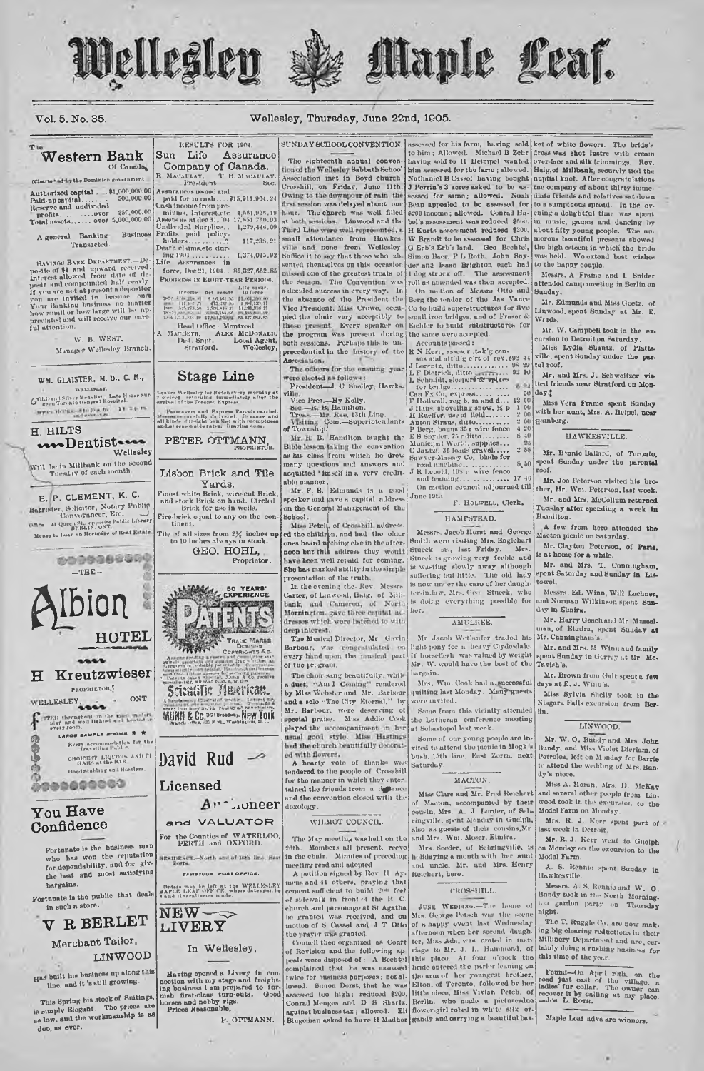# Wellesley Maple Leaf.

Vol. 5. No. 35. Wellesley, Thursday, June 22nd, 1905.

## The Western Bank Of Canada.

(Chartered by the Dominion government.)

Authorized capital . . $1,000,000.00
Paid-up capital . . . . . 500,000.00
Reserve and undivided profits . . . . over 250,000.00
Total assets . . . . over 5,000,000.00

A general Banking Business Transacted.

SAVINGS BANK DEPARTMENT.—Deposits of $1 and upward received. Interest allowed from date of deposit and compounded half yearly. If you are not at present a depositor you are invited to become one. Your Banking business no matter how small or how large will be appreciated and will receive our careful attention.

W. B. WEST,
Manager Wellesley Branch.

---

**WM. GLAISTER, M. D., C. M.,**
WELLESLEY.
Gold and Silver Medalist. Late House Surgeon Toronto General Hospital.
Office Hours—8 to 10 a.m. 1 to 3 p.m. and evenings.

---

**H. HILTS**
**Dentist**
Wellesley
Will be in Millbank on the second Tuesday of each month.

---

**E. P. CLEMENT, K. C.**
Barrister, Solicitor, Notary Public Conveyancer, Etc.
Office 41 Queen St., opposite Public Library BERLIN ONT.
Money to Loan on Mortgage of Real Estate.

---

## —THE— Albion HOTEL

**H Kreutzwieser**
PROPRIETOR.
WELLESLEY, ONT.

FITTED throughout on the most modern plan and well lighted and heated in every room.

LARGE SAMPLE ROOMS

Every accommodation for the Travelling Public.

CHOICEST LIQUORS AND CIGARS at the BAR.

Good Stabling and Hostlers.

---

## You Have Confidence

Fortunate is the business man who has won the reputation for dependability, and for giving the best and most satisfying bargains.

Fortunate is the public that deals in such a store.

## V R BERLET
Merchant Tailor,
LINWOOD

Has built his business up along this line, and it's still growing.

This Spring his stock of Suitings, is simply Elegant. The prices are as low, and the workmanship is as good, as ever.

---

RESULTS FOR 1904.

## Sun Life Assurance Company of Canada.

R. MACAULAY, President. T. B. MACAULAY, Sec.

Assurances issued and paid for in cash . . . $15,911,904.24
Cash income from premiums, Interest, etc 4,561,936.19
Assets as at dec 31, '04 17,851,760.93
Undivided Surplus . . 1,279,448.09
Profits paid policy-holders . . . . . . . . . 117,238.21
Death claims, etc during 1904 . . . . . . . 1,374,045.92
Life Assurances in force, Dec 31, 1904 . . 85,327,662.85

PROGRESS IN EIGHT-YEAR PERIODS.

Head Office: Montreal.

A. MACBETH, Dist. Supt. Stratford. ALEX MCDONALD, Local Agent, Wellesley.

---

## Stage Line

Leaves Wellesley for Baden every morning at 7 o'clock returning immediately after the arrival of the Toronto Express.

Passengers and Express Parcels carried. Messages carefully delivered. Baggage and all kinds of freight handled with promptness and at reasonable rates. Daylng done.

**PETER OTTMANN,**
PROPRIETOR.

---

## Lisbon Brick and Tile Yards.

Finest white Brick, wire cut Brick, and stock Brick on hand. Circled Brick for use in wells.

Fire-brick equal to any on the continent.

Tile of all sizes from 2½ inches up to 10 inches always in stock.

**GEO. HOHL,**
Proprietor.

---

50 YEARS' EXPERIENCE

**PATENTS**

TRADE MARKS DESIGNS COPYRIGHTS &C.

Scientific American.

MUNN & Co. 361 Broadway, New York
Branch Office, 625 F St., Washington, D. C.

---

## David Rud
## Licensed Auctioneer
### and VALUATOR

For the Counties of WATERLOO, PERTH and OXFORD.

RESIDENCE—North end of 15th line, East Zorra.

TAVISTOCK POST OFFICE.

Orders may be left at the WELLESLEY MAPLE LEAF OFFICE, where dates can be fixed and liberal terms made.

---

## NEW LIVERY

### In Wellesley,

Having opened a Livery in connection with my stage and freighting business I am prepared to furnish first-class turn-outs. Good horses and nobby rigs. Prices Reasonable.

P. OTTMANN.

---

## SUNDAY SCHOOL CONVENTION.

The eighteenth annual convention of the Wellesley Sabbath School Association met in Boyd church, Crosshill, on Friday, June 11th. Owing to the downpour of rain the first session was delayed about one hour. The church was well filled at both sessions. Linwood and the Third Line were well represented, a small attendance from Hawkesville and none from Wellesley. Suffice it to say that those who absented themselves on this occasion missed one of the greatest treats of the season. The Convention was a decided success in every way. In the absence of the President the Vice President, Miss Crowe, occupied the chair very acceptibly to those present. Every speaker on the program was present during both sessions. Perhaps this is unprecedential in the history of the Association.

The officers for the ensuing year were elected as follows:

President—J. C. Shelley, Hawksville.
Vice Pres.—By Kelly.
Sec.—H. B. Hamilton.
Treas.—Mr. Rae, 13th Line.
Visiting Com.—Superintendants of Township.

Mr. H. B. Hamilton taught the Bible lesson taking the convention as his class from which he drew many questions and answers and acquitted himself in a very creditable manner.

Mr. F. B. Edmunds is a good speaker and gave a capital address on the General Management of the School.

Miss Petch, of Crosshill, addressed the children, and had the older ones heard nothing else in the afternoon but this address they would have been well repaid for coming. She has marked ability in the simple presentation of the truth.

In the evening the Rev. Messrs. Carter, of Linwood, Haig, of Millbank, and Cameron, of North Mornington, gave three capital addresses which were listened to with deep interest.

The Musical Director, Mr. Gavin Barbour, was congratulated on every hand upon the musical part of the program.

The choir sang beautifully, while a duet, "Am I Coming" rendered by Miss Webster and Mr. Barbour and a solo "The City Eternal," by Mr. Barbour, were deserving of special praise. Miss Addie Cook played the accompaniment in her usual good style. Miss Hastings had the church beautifully decorated with flowers.

A hearty vote of thanks was tendered to the people of Crosshill for the manner in which they entertained the friends from a distance and the convention closed with the doxology.

## WILMOT COUNCIL.

The May meeting was held on the 26th. Members all present, reeve in the chair. Minutes of preceding meeting read and adopted.

A petition signed by Rev H. Aymens and 44 others, praying that cement sufficient to build 200 feet of sidewalk in front of the R. C. church and parsonage at St Agatha be granted was received, and on motion of S Cassel and J T Otto the prayer was granted.

Council then organized as Court of Revision and the following appeals were disposed of: A Bechtel complained that he was assessed twice for business purposes; not allowed. Simon Durst, that he was assessed too high; reduced $200. Conrad Menges and D S Shartz, against business tax; allowed. Eli Bingeman asked to have H Madher assessed for his farm, having sold to him; Allowed. Michael B Zehr having sold to H Heimpel wanted him assessed for the farm; allowed. Nathaniel B Cassel having bought J Perrin's 3 acres asked to be assessed for same; allowed. Noah Bean appealed to be assessed for $200 income; allowed. Conrad Habel's assessment was reduced $400. H Kurts assessment reduced $300. W Brandt to be assessed for Chris G Erb's Erb's land. Geo Bechtel, Simon Baer, P L Roth, John Snyder and Isaac Brighton each had 1 dog struck off. The assessment roll as amended was then accepted.

On motion of Messrs Otto and Berg the tender of the Jas Vance Co to build superstructures for five small iron bridges, and of Fraser & Eichler to build substructures for the same were accepted.

Accounts passed:

| | |
|---|---|
| R N Kerr, assessor ,tak'g census and cut d'g c'rt of rev. | 92 44 |
| J Lorentz, ditto | 98 29 |
| L F Dietrich, ditto | 92 10 |
| L Schmidt, sleepers & spikes for bridge | 6 24 |
| Can Fx Co, express | 50 |
| F Hollwell, reg b, m and d | 12 60 |
| J Haus, shovelling snow, ¼ p | 1 00 |
| H Rueffer, use of field | 2 00 |
| Anton Straus, ditto | 2 00 |
| P Berg, bonus 35 r wire fence | 4 20 |
| E S Snyder, 75 r ditto | 8 40 |
| Municipal World, supplies | 25 |
| C Jantzi, 36 loads gravel | 2 88 |
| Sawyer-Massey Co, blade for road machine | 8 50 |
| J R Lebold, 109 r wire fence and teaming | 17 40 |

On motion council adjourned till June 19th

F. HOLWELL, Clerk.

## HAMPSTEAD.

Messrs. Jacob Horst and George Smith were visiting Mrs. Englehart Stueck, sr., last Friday. Mrs. Stueck is growing very feeble and is wasting slowly away although suffering but little. The old lady is now under the care of her daughter-in-law, Mrs. Geo. Stueck, who is doing everything possible for her.

## AMULREE.

Mr. Jacob Wettaufer traded his light pony for a heavy Clydesdale. If horseflesh was valued by weight Mr. W. would have the best of the bargain.

Mrs. Wm. Cook had a successful quilting last Monday. Many guests were invited.

Some from this vicinity attended the Lutheran conference meeting at Sebastopol last week.

Some of our young people are invited to attend the picnic in Mogk's bush, 15th line, East Zorra, next Saturday.

## MACTON.

Miss Clare and Mr. Fred Reichert of Macton, accompanied by their cousin, Mrs. A. J. Lorder, of Sebringville, spent Monday in Guelph, also as guests of their cousins, Mr and Mrs. Wm. Moser, Elmira.

Mrs. Seeder, of Sebringville, is holidaying a month with her aunt and uncle, Mr. and Mrs. Henry Reichert, here.

## CROSSHILL

JUNE WEDDING.—The home of Mrs. George Petsch was the scene of a happy event last Wednesday afternoon when her second daughter, Miss Ada, was united in marriage to Mr. J. L. Hammond, of this place. At four o'clock the bride entered the parlor leaning on the arm of her youngest brother, Elton, of Toronto, followed by her little niece, Miss Vivian Petsch, of Berlin, who made a picturesque flower-girl robed in white silk organdy and carrying a beautiful basket of white flowers. The bride's dress was shot lustre with cream over-lace and silk trimmings. Rev. Haig, of Millbank, securely tied the nuptial knot. After congratulations the company of about thirty immediate friends and relatives sat down to a sumptuous spread. In the evening a delightful time was spent in music, games and dancing by about fifty young people. The numerous beautiful presents showed the high esteem in which the bride was held. We extend best wishes to the happy couple.

Messrs. A. Frame and I. Snider attended camp meeting in Berlin on Sunday.

Mr. Edmunds and Miss Goetz, of Linwood, spent Sunday at Mr. E. Wrids.

Mr. W. Campbell took in the excursion to Detroit on Saturday.

Miss Lydia Shantz, of Plattsville, spent Sunday under the parental roof.

Mr. and Mrs. J. Schweltzer visited friends near Stratford on Monday.

Miss Vera Frame spent Sunday with her aunt, Mrs. A. Heipel, near Gunberg.

## HAWKESVILLE.

Mr. Bunnie Ballard, of Toronto, spent Sunday under the parental roof.

Mr. Joe Peterson visited his brother, Mr. Wm. Peterson, last week.

Mr. and Mrs. McCollum returned Tuesday after spending a week in Hamilton.

A few from here attended the Macton picnic on Saturday.

Mr. Clayton Peterson, of Paris, is at home for a while.

Mr. and Mrs. T. Cunningham, spent Saturday and Sunday in Listowel.

Messrs. Ed. Winn, Will Lachner, and Norman Wilkinson spent Sunday in Elmira.

Mr. Harry Geach and Mr. Musselman, of Elmira, spent Sunday at Mr. Cunningham's.

Mr. and Mrs. M. Winn and family spent Sunday in Gorrey at Mr. McTavish's.

Mr. Brown from Galt spent a few days at E. J. Winn's.

Miss Sylvia Shelly took in the Niagara Falls excursion from Berlin.

## LINWOOD.

Mr. W. O. Bundy and Mrs. John Bundy, and Miss Violet Dierlam, of Petrolea, left on Monday for Barrie to attend the wedding of Mrs. Bundy's niece.

Miss A. Moran, Mrs. D. McKay and several other people from Linwood took in the excursion to the Model Farm on Monday.

Mrs. R. J. Kerr spent part of last week in Detroit.

Mr. R. J. Kerr went to Guelph on Monday on the excursion to the Model Farm.

A. S. Rennie spent Sunday in Hawkesville.

Messrs. A. S. Rennie and W. O. Bundy took in the North Mornington garden party on Thursday night.

The T. Ruggle Co. are now making big clearing reductions in their Millinery Department and are certainly doing a rushing business for this time of the year.

Found—On April 20th, on the road just east of the village, a ladies fur collar. The owner can recover it by calling at my place.—Jos. L. ROTH.

Maple Leaf advs are winners.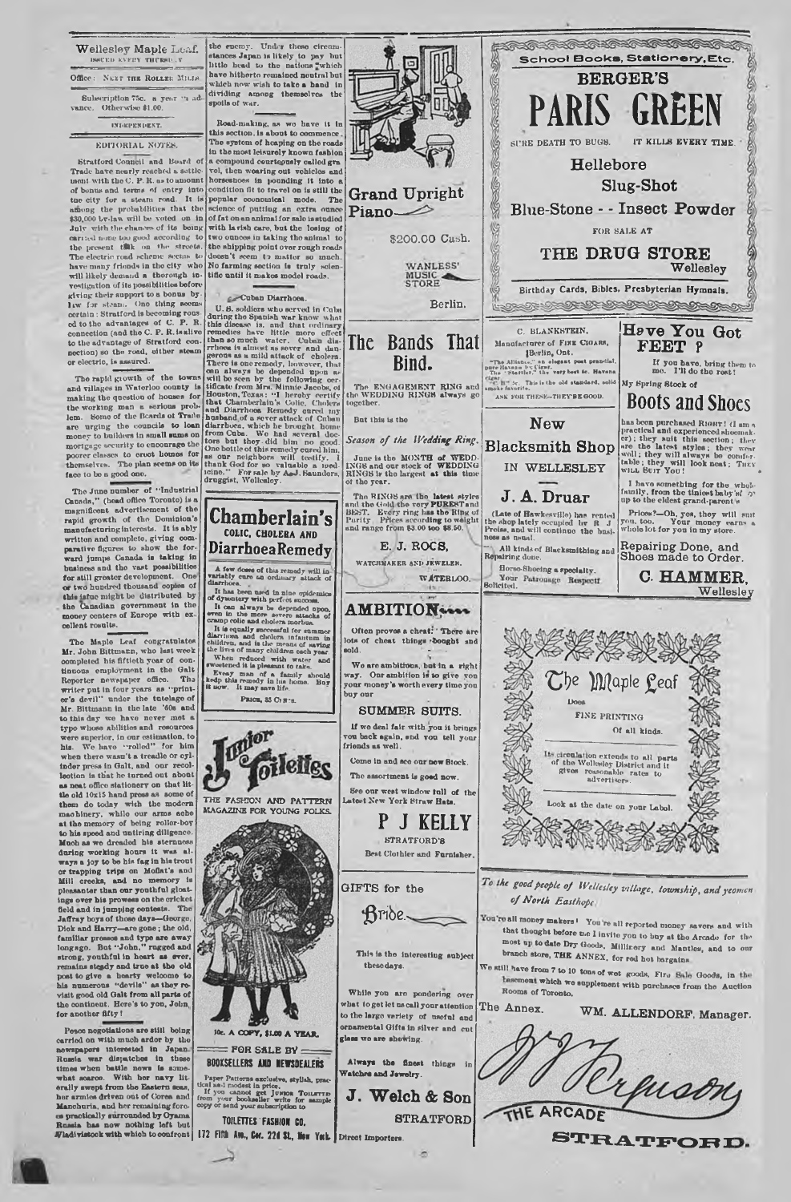# Wellesley Maple Leaf.

ISSUED EVERY THURSDAY

Office: NEXT THE ROLLER MILLS

Subscription 75c. a year in advance. Otherwise $1.00.

INDEPENDENT.

## EDITORIAL NOTES.

Stratford Council and Board of Trade have nearly reached a settlement with the C. P. R. as to amount of bonus and terms of entry into the city for a steam road. It is among the probabilities that the $30,000 by-law will be voted on in July with the chances of its being carried none too good according to the present talk on the streets. The electric road scheme seems to have many friends in the city who will likely demand a thorough investigation of its possibilities before giving their support to a bonus by-law for steam. One thing seems certain: Stratford is becoming roused to the advantages of C. P. R. connection (and the C. P. R. is alive to the advantage of Stratford connection) so the road, either steam or electric, is assured.

The rapid growth of the towns and villages in Waterloo county is making the question of houses for the working man a serious problem. Some of the Boards of Trade are urging the councils to loan money to builders in small sums on mortgage security to encourage the poorer classes to erect homes for themselves. The plan seems on its face to be a good one.

The June number of "Industrial Canada," (head office Toronto) is a magnificent advertisement of the rapid growth of the Dominion's manufacturing interests. It is ably written and complete, giving comparative figures to show the forward jumps Canada is taking in business and the vast possibilities for still greater development. One or two hundred thousand copies of this issue might be distributed by the Canadian government in the money centers of Europe with excellent results.

The Maple Leaf congratulates Mr. John Bittmann, who last week completed his fiftieth year of continuous employment in the Galt Reporter newspaper office. The writer put in four years as "printer's devil" under the tutelage of Mr. Bittmann in the late '60s and to this day we have never met a typo whose abilities and resources were superior, in our estimation, to his. We have "rolled" for him when there wasn't a treadle or cylinder press in Galt, and our recollection is that he turned out about as neat office stationery on that little old 10x15 hand press as some of them do today with the modern machinery, while our arms ache at the memory of being roller-boy to his speed and untiring diligence. Much as we dreaded his sternness during working hours it was always a joy to be his fag in his trout or trapping trips on Moffat's and Mill creeks, and no memory is pleasanter than our youthful gloatings over his prowess on the cricket field and in jumping contests. The Jaffray boys of those days—George, Dick and Harry—are gone; the old, familiar presses and type are away long ago. But "John," rugged and strong, youthful in heart as ever, remains steady and true at the old post to give a hearty welcome to his numerous "devils" as they revisit good old Galt from all parts of the continent. Here's to you, John, for another fifty!

Peace negotiations are still being carried on with much ardor by the newspapers interested in Japan. Russia war dispatches in these times when battle news is somewhat scarce. With her navy literally swept from the Eastern seas, her armies driven out of Corea and Manchuria, and her remaining forces practically surrounded by Oyama Russia has now nothing left but Vladivistok with which to confront the enemy. Under these circumstances Japan is likely to pay but little heed to the nations which have hitherto remained neutral but which now wish to take a hand in dividing among themselves the spoils of war.

Road-making, as we have it in this section, is about to commence. The system of heaping on the roads in the most leisurely known fashion a compound courteously called gravel, then wearing out vehicles and horseflesh in pounding it into a condition fit to travel on is still the popular economical mode. The science of putting an extra ounce of fat on an animal for sale is studied with lavish care, but the losing of two ounces in taking the animal to the shipping point over rough roads doesn't seem to matter so much. No farming section is truly scientific until it makes model roads.

### Cuban Diarrhoea.

U. S. soldiers who served in Cuba during the Spanish war know what this disease is, and that ordinary remedies have little more effect than so much water. Cuban diarrhoea is almost as sever and dangerous as a mild attack of cholera. There is one remedy, however, that can always be depended upon as will be seen by the following certificate from Mrs. Minnie Jacobs, of Houston, Texas: "I hereby certify that Chamberlain's Colic, Cholera and Diarrhoea Remedy cured my husband of a sever attack of Cuban diarrhoea, which he brought home from Cuba. We had several doctors but they did him no good. One bottle of this remedy cured him, as our neighbors will testify. I thank God for so valuable a medicine." For sale by A. J. Saunders, druggist, Wellesley.

## Chamberlain's
COLIC, CHOLERA AND
## Diarrhoea Remedy

A few doses of this remedy will invariably cure an ordinary attack of diarrhoea.

It has been used in nine epidemics of dysentery with perfect success.

It can always be depended upon, even in the more severe attacks of cramp colic and cholera morbus.

It is equally successful for summer diarrhoea and cholera infantum in children, and is the means of saving the lives of many children each year.

When reduced with water and sweetened it is pleasant to take.

Every man of a family should keep this remedy in his home. Buy it now. It may save life.

PRICE, 25 CTS.

## Junior Toilettes

THE FASHION AND PATTERN MAGAZINE FOR YOUNG FOLKS.

10c. A COPY, $1.00 A YEAR.

FOR SALE BY
BOOKSELLERS AND NEWSDEALERS

Paper Patterns exclusive, stylish, practical and modest in price.
If you cannot get JUNIOR TOILETTES from your bookseller write for sample copy or send your subscription to

TOILETTES FASHION CO.
172 Fifth Ave., Cor. 22d St., New York.

## Grand Upright Piano

$200.00 Cash.

WANLESS' MUSIC STORE

Berlin.

## The Bands That Bind.

The ENGAGEMENT RING and the WEDDING RINGS always go together.

But this is the

*Season of the Wedding Ring.*

June is the MONTH of WEDDINGS and our stock of WEDDING RINGS is the largest at this time of the year.

The RINGS are the latest styles and the Gold the very PUREST and BEST. Every ring has the Ring of Purity. Prices according to weight and range from $3.00 too $8.50.

E. J. ROCS,
WATCHMAKER AND JEWELER.
WATERLOO.

## AMBITION....

Often proves a cheat. There are lots of cheat things bought and sold.

We are ambitious, but in a right way. Our ambition is to give you your money's worth every time you buy our

### SUMMER SUITS.

If we deal fair with you it brings you back again, and you tell your friends as well.

Come in and see our new Stock.

The assortment is good now.

See our west window full of the Latest New York Straw Hats.

## P J KELLY
STRATFORD'S
Best Clothier and Furnisher.

GIFTS for the

## Bride.

This is the interesting subject these days.

While you are pondering over what to get let us call your attention to the large variety of useful and ornamental Gifts in silver and cut glass we are showing.

Always the finest things in Watches and Jewelry.

## J. Welch & Son
STRATFORD
Direct Importers.

School Books, Stationery, Etc.

BERGER'S
# PARIS GREEN

SURE DEATH TO BUGS. IT KILLS EVERY TIME.

Hellebore
Slug-Shot
Blue-Stone - - Insect Powder

FOR SALE AT

## THE DRUG STORE
Wellesley

Birthday Cards, Bibles, Presbyterian Hymnals.

C. BLANKSTEIN,
Manufacturer of FINE CIGARS,
Berlin, Ont.

"The Alliance," an elegant post prandial, pure Havana 5c Cigar.
The "Startler," the very best 5c. Havana Cigar.
"C B" 5c. This is the old standard, solid smoke favorite.

ASK FOR THESE—THEY'RE GOOD.

## New Blacksmith Shop
IN WELLESLEY

## J. A. Druar

(Late of Hawkesville) has rented the shop lately occupied by R. J. Preiss, and will continue the business as usual.

All kinds of Blacksmithing and Repairing done.

Horse-Shoeing a specialty.

Your Patronage Respectfully Solicited.

## Have You Got FEET?

If you have, bring them to me. I'll do the rest!

My Spring Stock of

## Boots and Shoes

has been purchased RIGHT! (I am a practical and experienced shoemaker); they suit this section; they are the latest styles; they wear well; they will always be comfortable; they will look neat; THEY WILL SUIT YOU!

I have something for the whole family, from the tiniest baby up to the eldest grand-parent.

Prices?—Oh, yes, they will suit you, too. Your money earns a whole lot for you in my store.

Repairing Done, and Shoes made to Order.

C. HAMMER,
Wellesley

## The Maple Leaf

Does

FINE PRINTING

Of all kinds.

Its circulation extends to all parts of the Wellesley District and it gives reasonable rates to advertisers.

Look at the date on your Label.

*To the good people of Wellesley village, township, and yeomen of North Easthope.*

You're all money makers! You're all reported money savers and with that thought before me I invite you to buy at the Arcade for the most up to date Dry Goods, Millinery and Mantles, and to our branch store, THE ANNEX, for real hot bargains.

We still have from 7 to 10 tons of wet goods, Fire Sale Goods, in the basement which we supplement with purchases from the Auction Rooms of Toronto.

The Annex. WM. ALLENDORF, Manager.

W. J. Ferguson

THE ARCADE

STRATFORD.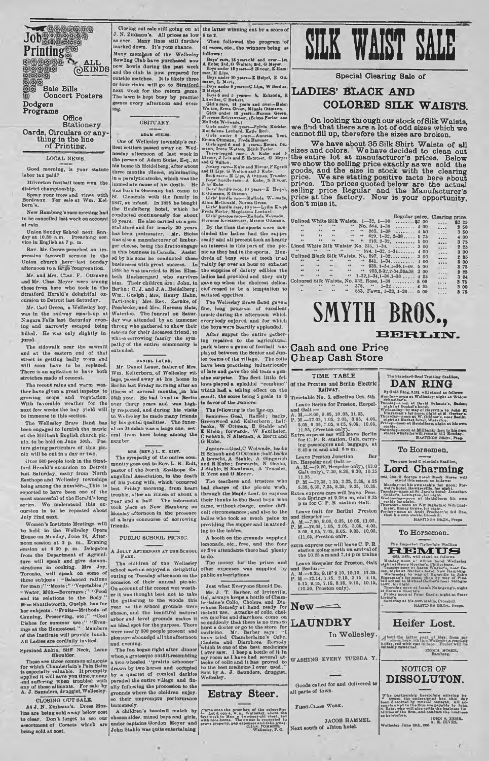# Job Printing

ALL KINDS

Sale Bills
Concert Posters
Dodgers
Programs
Office Stationery
Cards, Circulars or anything in the line of Printing.

## LOCAL NEWS.

Good morning, is your statute labor tax paid?

Milverton football team won the district championship.

Spray your trees and vines with Bordeaux. For sale at Wm. Kelborn's.

New Hamburg's race meeting had to be cancelled last week on account of rain.

Union Sunday School next Sunday at 10.30 a.m. Preaching service in English at 7 p. m.

Rev. Mr. Crowe preached an impressive farewell sermon in the Union church here last Sunday afternoon to a large congregation.

Mr. and Mrs. Chas. F. Ottmann and Mr. Chas. Meyer were among those from here who took in the Stratford Herald's delightful excursion to Detroit last Saturday.

Mr. Carl Green, a Wellesley boy, was in the railway smash-up at Niagara Falls last Saturday evening and narrowly escaped being killed. He was only slightly injured.

The sidewalk near the sawmill and at the eastern end of that street is getting badly worn and will soon have to be replaced. There is an agitation to have both stretches made of cement.

The recent rains and warm weather have given a great impetus to growing crops and vegetation. With favorable weather for the next few weeks the hay yield will be immense in this section.

The Wellesley Brass Band has been engaged to furnish the music at the Millbank English church picnic. to be held on June 30th. Posters giving particulars of this picnic will be out in a day or two.

Over 500 people took in the Stratford Herald's excursion to Detroit last Saturday, many from North Easthope and Wellesley townships being among the number. This is reported to have been one of the most successful of the Herald's long series. We understand this excursion is to be repeated about July 22nd next.

Women's Institute Meetings will be held in the Wellesley Opera House on Monday, June 25, Afternoon session at 2 p. m., Evening session at 8.30 p. m. Delegates from the Department of Agriculture will speak and give demonstrations in cooking. Mrs. Joy, Toronto, will speak on some of these subjects: "Balanced rations for man;" "Meats;" "Vegetables;" "Water, Milk—Beverages;" "Food and its relations to the Body." Miss Shuttleworth, Guelph, has for her subjects: "Fruits—Methods of Canning, Preserving, etc;" "Cool Dishes for summer use;" "Evenings at the Homestead." Members of the Institute will provide lunch. All Ladies are cordially invited.

**Sprained Ankle, Stiff Neck, Lame Shoulder.**

These are three common ailments for which Chamberlain's Pain Balm is especially valuable. It promptly applied it will save you time, money and suffering when troubled with any of these ailments. For sale by A. J. Saunders, druggist, Wellesley.

**CLOSING OUT SALE.**

At J. N. Zinkann's. Dress Muslins are being sold away below cost to clear. Don't forget to see our assortment of Corsets which are being sold at cost.

Closing out sale still going on at J. N. Zinkann's. All prices as low as ever. Many lines still further marked down. It's your chance.

Many members of the Wellesley Bowling Club have purchased new new bowls during the past week and the club is now prepared for outside matches. It is likely three or four rinks will go to Stratford next week for the return game. The lawn is kept busy by practise games every afternoon and evening.

## OBITUARY.

### ADAM STEISS.

One of Wellesley township's earliest settlers passed away on Wednesday afternoon of last week in the person of Adam Steiss, Esq., at his home in Heidelberg, after about three months illness, culminating in a paralytic stroke, which was the immediate cause of his death. He was born in Germany but came to St. Clements with the family in 1847, an infant. In 1856 he bought the Heidelberg hotel, which he conducted continuously for about 50 years. He also carried on a general store and for nearly 30 years has been postmaster. Mr. Steiss was also a manufacturer of limburger cheese, being the first to engage in this business in Canada. Assisted by his sons he conducted these businesses with great success. In 1866 he was married to Miss Elizabeth Huehnergard who survives him. Their children are: John, in Berlin; O. J. and J. A., Heidelberg; Wm., Guelph; Mrs. Henry Hahn, Tavistock; Mrs. Bev. Zarnke, of Pembroke, and Mrs. Herman Hass, Waterloo. The funeral on Saturday was attended by an immense throng who gathered to show their esteem for their deceased friend, to whose sorrowing family the sympathy of the entire community is extended.

### DANIEL LAUER.

Mr. Daniel Lauer, father of Mrs. Wm. Kelterborn, of Wellesley village, passed away at his home in Berlin last Friday morning after an illness of several months, in his 56th year. He had lived in Berlin over thirty years and was highly respected, and during his visits to Wellesley he made many friends by his genial qualities. The funeral on Monday was a large one, several from here being among the number.

### MRS. (REV.) L. K. EIDT.

The sympathy of the entire community goes out to Rev. L. K. Eidt, pastor of the North Easthope Evangelical Association, in the death of his young wife, which occurred last Friday morning, from heart trouble, after an illness of about a year and a half. The interment took place at New Hamburg on Monday afternoon in the presence of a large concourse of sorrowing friends.

## PUBLIC SCHOOL PICNIC.

A JOLLY AFTERNOON AT THE SCHOOL PARK.

The children of the Wellesley school section enjoyed a delightful outing on Tuesday afternoon on the occasion of their annual pic-nic. On account of the recent wet weather it was thought best not to take the gathering to the woods this year so the school grounds were chosen, and the beautiful natural arbor and level grounds makes it an ideal spot for the purpose. There were nearly 500 people present and pleasure abounded all the afternoon and evening.

The fun began right after dinner when a grotesque outfit resembling a two-wheeled "prairie schooner" drawn by two horses and occupied by a quartet of comical darkies paraded the entire village and finally following the procession to the grounds where the children enjoyed their impromptu performance immensely.

A children's baseball match by chosen sides, mixed boys and girls, under captains Gordon Meyer and John Stahle was quite entertaining the latter winning out by a score of 6 to 2.

Then followed the program of of races, etc., the winners being as follows:

Boys' race, 13 years old and over—1st, A Kube; 2nd, G Walton; 3rd, G Meyer.
Boys under 13 years—S Bivour, E Hammer, H Lips.
Boys under 10 years—E Heipel, E Ottmann, L Mertz.
Boys under 8 years—C Lips, W Berdux, D Heipel.
Boys 6 and 5 years— W. Eckstein, E Litwiller, C Bickert.
Girl's race, 13 years and over—Helen Walton, Erma Green, Minnie Ottmann.
Girls under 10 years—Norma Green, Florence Kreitzweiser, (Cecilia Foerler and Malinda Weiwade.)
Girls under 10 years—Sylvia Koebler, Magdalena Lenhard, Katie Roth.
Girls under 8 years—Annetta Yent, Emma Ottmann, Freda Hammer.
Girls aged 6 and 5 years—Emma Ottmann, Irene Walton, Edith Forler.
Three-legged race—A Kube and S Bivour, J Leis and E Hammer, G Meyer and G Walton.
Jockey race—Kube and Bivour, F Egerdi and H Lips, G Walton and J Kube.
Sack race—H Lips, A Ottman, Trussler, John Kube.
Boys' hurdle race—A Kube, S Bivour.
Boys' hurdle race, 10 years—E Heipel, E Ottmann, E Ottman.
Girls' hurdle race—Malinda Weiwade, Alma McDonald, Norma Green.
Girls' hurdle race, 10 yrs—Lydia Kroph, Freda Forler, Magdalena Lenhard.
Girls' potato race—Malinda Weiwade, Florence Kreitzweiser, Minnie Ottmann.

By the time the sports were concluded the ladies had the supper ready and all present took as hearty an interest in this part of the picnic as they had in the sports. Hundreds of busy sets of teeth tried vainly for over an hour to exhaust the supplies of dainty edibles the ladies had provided and they only gave up when the choicest delicacies ceased to be a temptation to satiated appetites.

The Wellesley Brass Band gave a fine, long program of excellent music during the afternoon which everybody enjoyed and for which the boys were heartily applauded.

After supper the entire gathering repaired to the agricultural park where a game of football was played between the Senior and Junior teams of the village. The colts have been practising industriously of late and gave the old team a genuine surprise. The fleet little fellows played a spleddid "combine" which had a telling effect on the result, the score being 5 goals to 0 in favor of the Juniors.

The following is the line-up.

Seniors—Goal, Hamel; backs, Greenwood and Kolterborn; halfbacks, W Ottman, E Stahle and E Klein; forwards, W Faulhaber, C Schaub, N Alteman, A Mertz and G Kube.

Juniors—Goal, C Weiwade, backs H Schaub and O Ottmann; halfbacks A Berscht, A Stahle, A Gingerich and R Kube; forwards, N Gusho, J Stahle, H Kaufman, A Trussler, H Yent and G Meyer.

The teachers and trustees who had charge of the pic-nic wish, through the Maple Leaf, to express their thanks to the Band boys who came, without charge, under difficult circumstances; and also to the ladies who took so much pains in providing the supper and in attending to the tables.

A booth on the grounds supplied lemonade, etc., free, and the four or five attendants there had plenty to do.

The money for the prizes and other expenses was supplied by public subscriptions.

**Just what Everyone Should Do.**

Mr. J. T. Barber, of Irvinville, Ga., always keeps a bottle of Chamberlaine's Colic, Cholera and Diarrhoea Remedy at hand ready for instant use. Attacks of colic, cholera morbus and diarrhoea come on so suddenly that there is no time to hunt a doctor or go to the store for medicine. Mr. Barber says: "I have tried Chamberlaine's Colic, Cholera and Diarrhoea Remedy which is one of the best medicines I ever saw. I keep a bottle of it in my room as I have had several attacks of colic and it has proved to be the best medicine I ever used." Sold by A. J. Saunders, druggist, Wellesley.

## Estray Steer.

Came onto the premises of the subscriber Lot 8, con 4, w. s., Wellesley, about the first week in May, a two-year-old steer, red with nice horns. The owner is requested to prove property, pay expenses and take away. CHAS. POMMER, Wellesley, P. O.

# SILK WAIST SALE

**Special Clearing Sale of**

## LADIES' BLACK AND COLORED SILK WAISTS.

On looking through our stock of Silk Waists, we find that there are a lot of odd sizes which we cannot fill up, therefore the sizes are broken.

We have about 35 Silk Shirt Waists of all sizes and colors. We have decided to clean out the entire lot at manufacturer's prices. Below we show the selling price exactly as we sold the goods, and the size in stock with the clearing price. We are stating positive facts here about prices. The prices quoted below are the actual selling price Regular and the Manufacturer's price at the factory. Now is your opportunity, don't miss it.

| | Regular price. | Clearing price. |
|---|---|---|
| Unlined White Silk Waists, 1—32, 1—38 | $2 00 | $3 25 |
| " " " " No. 884, 1—36 | 4 00 | 2 25 |
| " " " " 885, 1—38 | 4 50 | 3 50 |
| " " " " 829, 1—32, 2—36 | 5 75 | 4 00 |
| " " " " 210, 2—32 | 5 00 | 3 75 |
| Lined White Silk Waists No. 235, 1—34 | 3 00 | 2 25 |
| " " " " 894, 1—32, 1—34 | 4 00 | 3 00 |
| Unlined Black Silk Waists, No. 897, 1—32 | 3 00 | 2 35 |
| " " " " 841, 1—34 | 4 00 | 3 00 |
| " " " " 935, 1—34, 1—36, 1—40 | 5 00 | 3 75 |
| " " " " 933, 3—32, 2—34, 36a38 | 3 00 | 2 25 |
| " " " " 1—32, 1—34, 1—36, 1—38 | 4 25 | 3 24 |
| Coloured Silk Waists, No. 532, Rose, 1—36 | 5 00 | 3 75 |
| " " " 375, " 1—32 | 4 25 | 3 00 |
| " " " 853, Fawn, 1—32, 1—36 | 5 00 | 3 75 |

# SMYTH BROS.,

## BERLIN.

**Cash and one Price Cheap Cash Store**

## TIME TABLE
### of the Preston and Berlin Electric Railway.

Timetable No. 3, effective Oct. 5th.

Leave Berlin for Preston, Hespeler and Galt:—
A. M.—8.00, 9.05, 10.05, 11.05.
P. M.—12.05, 1.05, 2.05, 3.05, 4.05, 5.05, 6.05, 7.05, 8.05, 9.05, 10.05, 11.05, (Preston only).
Extra express car will leave Berlin for C. P. R. station Galt, carrying passengers and baggage, at 8.40 a m and and 6 p m.

Leave Preston Junction for Berlin, Hespeler and Galt:—
A. M.—(9.20, Hespeler only), (83.0 Galt only), 7.30, 8.30, 9.30, 10.35 11.35.
P. M.—12.35, 1.35, 2.35, 3.35, 4.35 5.35, 6.35, 7.35, 8.35, 9.35, 10.35.
Extra express cars will leave Preston Springs at 9.08 a m, and 6.35 p m for C. P. R. station Galt.

Leave Galt for Berlin, Preston and Hespeler:—
A. M.—7.00, 8.00, 9.05, 10.05, 11.05.
P. M.—12.05, 1.05, 2.05, 3.05, 4.05, 5.05, 6.05, 7.05, 8.05, 9.05, 10.05, (11.05, Preston only).

extra express car will leave C. P. R. station going north on arrival of the 10.25 a m and 7.14 p m trains

Leave Hespeler for Preston, Galt and Berlin:—
A. M.—6.35, 8.10, 9.10, 10.10, 11.35.
P. M.—12.14, 1.15, 2.15, 3.15, 4.15, 5.15, 6.15, 7.15, 8.15, 9.15, 10.15, (10.50, Preston only).

## New LAUNDRY
In Wellesley.

WASHING EVERY TUESDAY.

Goods called for and delivered to all parts of town.

FIRST-CLASS WORK.

JACOB HAMMEL.
Next south of Albion hotel.

The Standard-Bred Trotting Stallion,

## DAN RING

By Gold Ring, 2.21¼, will stand as follows:
Monday—noon at Wallace; night at Widow Schneider's.
Tuesday—noon at David Schantz's, Baden; night at Bunkel's hotel.
Wednesday—by way of Haysville to John E. Bingeman's for noon; night at M. Gerber's.
Thursday—noon at W. Gildner's, near Berlin; night at Market hotel, Waterloo.
Friday—noon at Heidelberg; night at his own stable.
Saturday—noon at Millbank; then to his own stable where he will remain till Monday.
HASTINGS BROS., Props.

### To Horsemen.

The pure bred Clydesdale Stallion,

## Lord Charming

2904, 2944, O. Scotys noted Stock Horse will stand this season as follows:
Monday—at his own stable for noon; Forwell's hotel, Hawkesville, for night.
Tuesday—noon at St. Jacobs hotel; Jonathan Snider's, Lexington, for night.
Wednesday—noon at Heidelberg; his own stable for night.
Thursday—noon at Wm Bingham's; Wm Chalmers', Hosey Grove, for night.
Friday—noon at Andy Freeborn's; 3rd line, then his own stable, Crosshill.
HASTINGS BROS., Props.

### To Horsemen.

The Imported Clydesdale Stallion

## REMUS

4973, 11071, will stand as follows:
Monday noon at Albion hotel Wellesley night at Henry Heerley's, Philipsburg.
Tuesday noon at Aaron Wagler's, near Baden; night at Bucket's hotel, New Hamburg.
Wednesday by way of Haysville to John Bingeman's for noon; then by way of Pinehill school to Michael Gerber's near Shingletown, for night.
Thursday noon at Isaiah Bingeman's, night at Herman Shantz's.
Friday noon at Peter Baer's; night at Peter Lichty's.
Saturday at his own stable, Crosshill.
HASTINGS BROS., Props.

## Heifer Lost.

About the latter part of May, from my place, lot 8, 9th line, Wellesley a yearling heifer, red with star in face. Finder will be suitably rewarded.

ENOCH MOSER,
Bamberg.

## NOTICE OF DISSOLUTON.

The partnership heretofore existing between the undersigned has this day been dissolved by mutual consent. All accounts owed to the firm are payable to John S. Zehr, who will also settle the business liabilities of the firm, and conduct the business as heretofore.

JOHN S. ZEHR.
A. E. GIVES.

Wellesley, June 13th, 1906.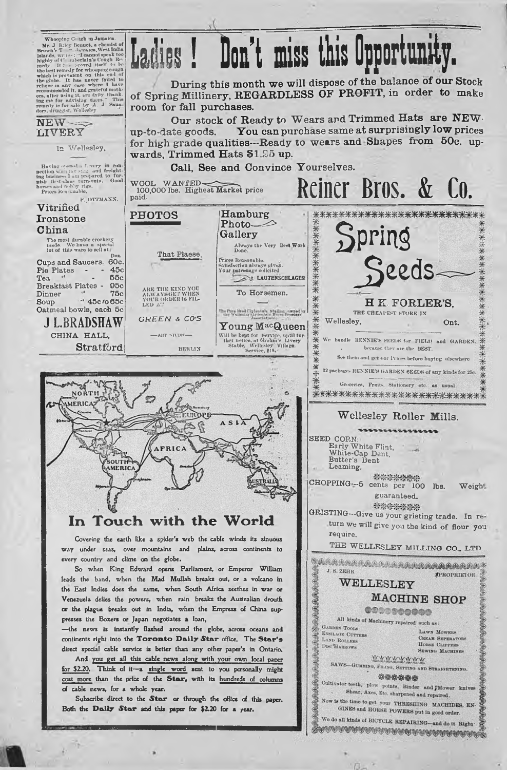Whooping Cough in Jamaica.

Mr. J. Riley Bennet, a chemist of Brown's Town, Jamaica, West India Islands, writes: "I cannot speak too highly of Chamberlain's Cough Remedy. It has proved itself to be the best remedy for whooping cough which is prevalent on this end of the globe. It has never failed to relieve in any case where I have recommended it, and grateful mothers, after using it, are daily thanking me for advising them." This remedy is for sale by A. J. Saunders, druggist, Wellesley.

## NEW LIVERY

In Wellesley.

Having opened a Livery in connection with my stage and freighting business I am prepared to furnish first-class turn-outs. Good horses and nobby rigs. Prices Reasonable.

P. OTTMANN.

## Vitrified Ironstone China

The most durable crockery made. We have a special lot of this ware to sell at:

| | |
|---|---|
| | Doz. |
| Cups and Saucers. | 60c. |
| Pie Plates - | 45c |
| Tea " - | 55c |
| Breakfast Plates - | 95c |
| Dinner " | 75c |
| Soup " | 45c to 65c |
| Oatmeal bowls, each | 5c |

**J L.BRADSHAW**

CHINA HALL,

**Stratford**

# Ladies ! Don't miss this Opportunity.

During this month we will dispose of the balance of our Stock of Spring Millinery, **REGARDLESS OF PROFIT**, in order to make room for fall purchases.

Our stock of Ready to Wears and Trimmed Hats are NEW up-to-date goods. You can purchase same at surprisingly low prices for high grade qualities---Ready to wears and Shapes from 50c. upwards, Trimmed Hats $1.25 up.

Call, See and Convince Yourselves.

WOOL WANTED 100,000 lbs. Highest Market price paid.

## Reiner Bros. & Co.

**PHOTOS**

That Please

ARE THE KIND YOU ALWAYS GET WHEN YOUR ORDER IS FILLED AT

GREEN & CO'S

—ART STUDIO—

BERLIN

## Hamburg Photo Gallery

Always the Very Best Work Done.

Prices Reasonable. Satisfaction always given. Your patronage solicited.

J. LAUTENSCHLAGER

To Horsemen.

The Pure Bred Clydesdale Stallion, owned by the Wellesley Clydesdale Horse Breeders Association,

## Young MacQueen

Will be kept for Service, until further notice, at Grohm's Livery Stable, Wellesley Village. Service, $18.

## Spring Seeds

at

**H K. FORLER'S,**

THE CHEAPEST STORE IN

Wellesley, Ont.

We handle RENNIE'S SEEDS for FIELD and GARDEN, because they are the BEST.

See them and get our Prices before buying elsewhere

12 packages RENNIE'S GARDEN SEEDS of any kinds for 25c.

Groceries, Fruits, Stationery etc. as usual.

NORTH AMERICA

EUROPE

ASIA

AFRICA

SOUTH AMERICA

AUSTRALIA

## In Touch with the World

Covering the earth like a spider's web the cable winds its sinuous way under seas, over mountains and plains, across continents to every country and clime on the globe.

So when King Edward opens Parliament, or Emperor William leads the band, when the Mad Mullah breaks out, or a volcano in the East Indies does the same, when South Africa seethes in war or Venezuela defies the powers, when rain breaks the Australian drouth or the plague breaks out in India, when the Empress of China suppresses the Boxers or Japan negotiates a loan,

—the news is instantly flashed around the globe, across oceans and continents right into the **Toronto Daily Star** office. The **Star's** direct special cable service is better than any other paper's in Ontario.

And you get all this cable news along with your own local paper for $2.20. Think of it—a single word sent to you personally might cost more than the price of the **Star**, with its hundreds of columns of cable news, for a whole year.

Subscribe direct to the **Star** or through the office of this paper. Both the **Daily Star** and this paper for $2.20 for a year.

## Wellesley Roller Mills.

SEED CORN:
Early White Flint,
White-Cap Dent,
Butter's Dent
Leaming.

CHOPPING---5 cents per 100 lbs. Weight guaranteed.

GRISTING---Give us your gristing trade. In return we will give you the kind of flour you require.

THE WELLESLEY MILLING CO., LTD.

J. S. ZEHR PROPRIETOR.

## WELLESLEY MACHINE SHOP

All kinds of Machinery repaired such as:

| | |
|---|---|
| Garden Tools | Lawn Mowers |
| Ensilage Cutters | Cream Seperators |
| Land Rollers | Horse Clippers |
| Disc Harrows | Sewing Machines |

SAWS—Gumming, Filing, Setting and Straightening.

Cultivator teeth, plow points, Binder and Mower knives Shear, Axes, Etc. sharpened and repaired.

Now is the time to get your THRESHING MACHIDES, ENGINES and HORSE POWERS put in good order.

We do all kinds of BICYCLE REPAIRING—and do it Right.